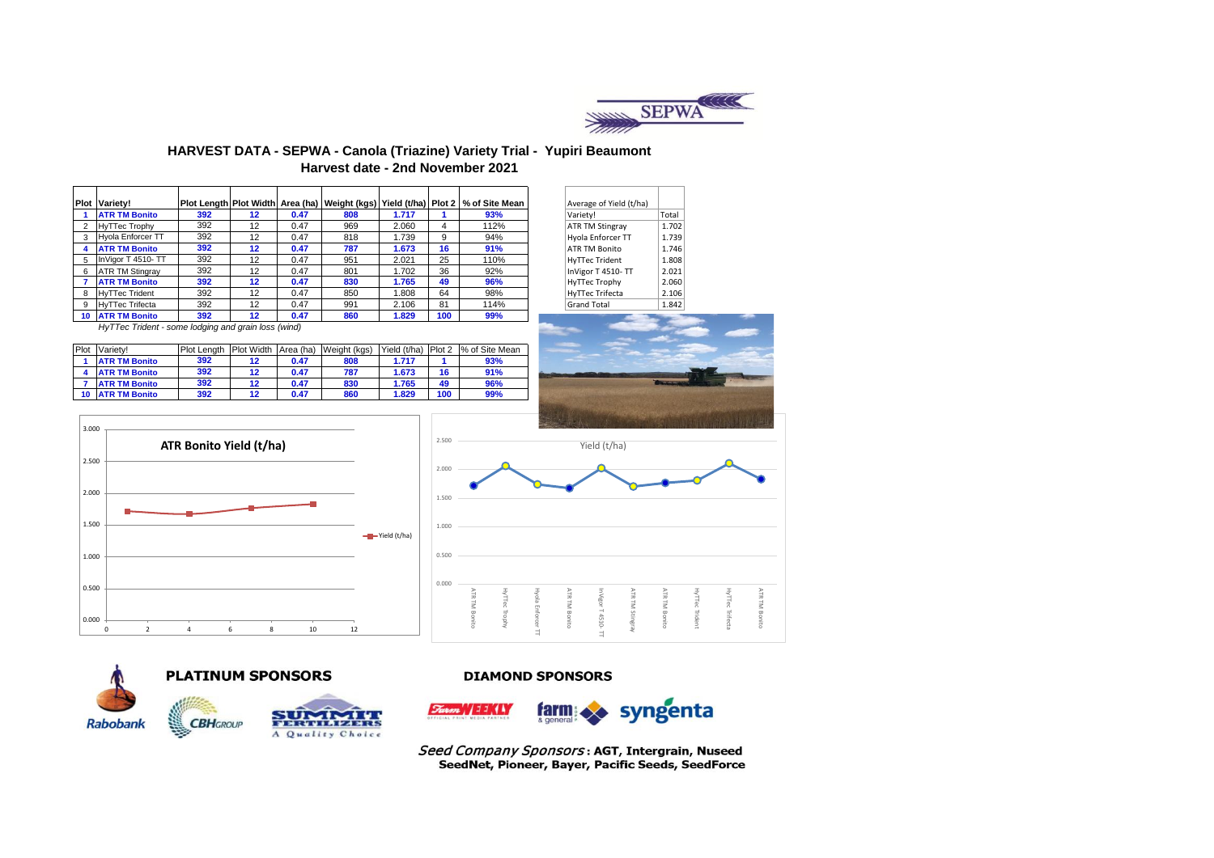SEPWA

# HARVEST DATA - SEPWA - Canola (Triazine) Variety Trial - Yupiri Beaumont

## Harvest date - 2nd November 2021

| Plot | Variety! | Plot Length | Plot Width | Area (ha) | Weight (kgs) | Yield (t/ha) | Plot 2 | % of Site Mean |
|---|---|---|---|---|---|---|---|---|
| **1** | **ATR TM Bonito** | **392** | **12** | **0.47** | **808** | **1.717** | **1** | **93%** |
| 2 | HyTTec Trophy | 392 | 12 | 0.47 | 969 | 2.060 | 4 | 112% |
| 3 | Hyola Enforcer TT | 392 | 12 | 0.47 | 818 | 1.739 | 9 | 94% |
| **4** | **ATR TM Bonito** | **392** | **12** | **0.47** | **787** | **1.673** | **16** | **91%** |
| 5 | InVigor T 4510- TT | 392 | 12 | 0.47 | 951 | 2.021 | 25 | 110% |
| 6 | ATR TM Stingray | 392 | 12 | 0.47 | 801 | 1.702 | 36 | 92% |
| **7** | **ATR TM Bonito** | **392** | **12** | **0.47** | **830** | **1.765** | **49** | **96%** |
| 8 | HyTTec Trident | 392 | 12 | 0.47 | 850 | 1.808 | 64 | 98% |
| 9 | HyTTec Trifecta | 392 | 12 | 0.47 | 991 | 2.106 | 81 | 114% |
| **10** | **ATR TM Bonito** | **392** | **12** | **0.47** | **860** | **1.829** | **100** | **99%** |

*HyTTec Trident - some lodging and grain loss (wind)*

| Average of Yield (t/ha) | |
|---|---|
| Variety! | Total |
| ATR TM Stingray | 1.702 |
| Hyola Enforcer TT | 1.739 |
| ATR TM Bonito | 1.746 |
| HyTTec Trident | 1.808 |
| InVigor T 4510- TT | 2.021 |
| HyTTec Trophy | 2.060 |
| HyTTec Trifecta | 2.106 |
| Grand Total | 1.842 |

| Plot | Variety! | Plot Length | Plot Width | Area (ha) | Weight (kgs) | Yield (t/ha) | Plot 2 | % of Site Mean |
|---|---|---|---|---|---|---|---|---|
| **1** | **ATR TM Bonito** | **392** | **12** | **0.47** | **808** | **1.717** | **1** | **93%** |
| **4** | **ATR TM Bonito** | **392** | **12** | **0.47** | **787** | **1.673** | **16** | **91%** |
| **7** | **ATR TM Bonito** | **392** | **12** | **0.47** | **830** | **1.765** | **49** | **96%** |
| **10** | **ATR TM Bonito** | **392** | **12** | **0.47** | **860** | **1.829** | **100** | **99%** |

ATR Bonito Yield (t/ha)

3.000
2.500
2.000
1.500
1.000
0.500
0.000
0 2 4 6 8 10 12

Yield (t/ha)

Yield (t/ha)

2.500
2.000
1.500
1.000
0.500
0.000

ATR TM Bonito, HyTTec Trophy, Hyola Enforcer TT, ATR TM Bonito, InVigor T 4510- TT, ATR TM Stingray, ATR TM Bonito, HyTTec Trident, HyTTec Trifecta, ATR TM Bonito

**PLATINUM SPONSORS**

Rabobank, CBH GROUP, SUMMIT FERTILIZERS A Quality Choice

**DIAMOND SPONSORS**

Farm WEEKLY, farm & general, syngenta

*Seed Company Sponsors* : **AGT, Intergrain, Nuseed SeedNet, Pioneer, Bayer, Pacific Seeds, SeedForce**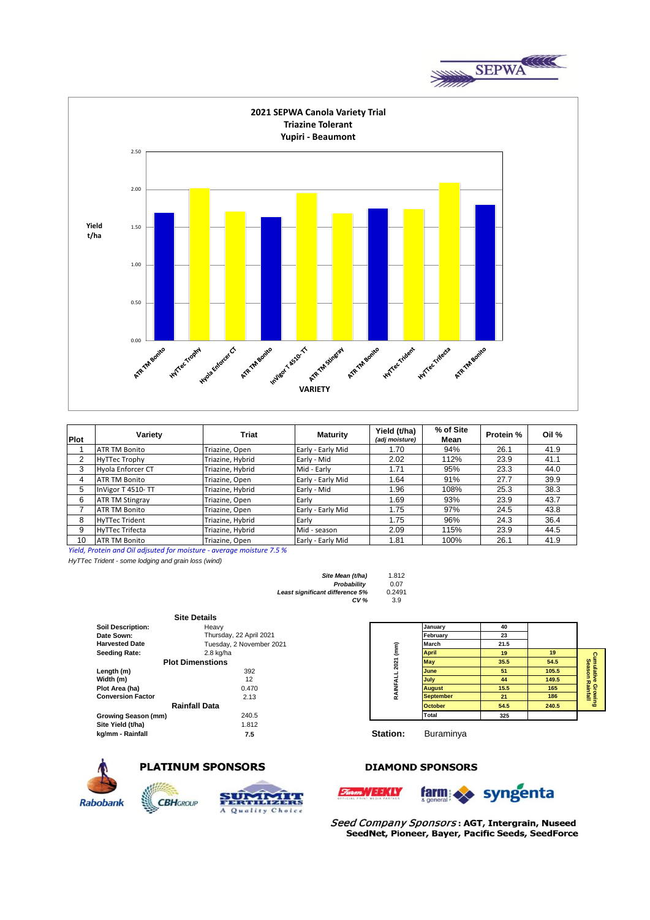SEPWA

## 2021 SEPWA Canola Variety Trial
### Triazine Tolerant
### Yupiri - Beaumont

Yield t/ha

2.50
2.00
1.50
1.00
0.50
0.00

ATR TM Bonito
HyTTec Trophy
Hyola Enforcer CT
ATR TM Bonito
InVigor T 4510- TT
ATR TM Stingray
ATR TM Bonito
HyTTec Trident
HyTTec Trifecta
ATR TM Bonito

VARIETY

| Plot | Variety | Triat | Maturity | Yield (t/ha) *(adj moisture)* | % of Site Mean | Protein % | Oil % |
|---|---|---|---|---|---|---|---|
| 1 | ATR TM Bonito | Triazine, Open | Early - Early Mid | 1.70 | 94% | 26.1 | 41.9 |
| 2 | HyTTec Trophy | Triazine, Hybrid | Early - Mid | 2.02 | 112% | 23.9 | 41.1 |
| 3 | Hyola Enforcer CT | Triazine, Hybrid | Mid - Early | 1.71 | 95% | 23.3 | 44.0 |
| 4 | ATR TM Bonito | Triazine, Open | Early - Early Mid | 1.64 | 91% | 27.7 | 39.9 |
| 5 | InVigor T 4510- TT | Triazine, Hybrid | Early - Mid | 1.96 | 108% | 25.3 | 38.3 |
| 6 | ATR TM Stingray | Triazine, Open | Early | 1.69 | 93% | 23.9 | 43.7 |
| 7 | ATR TM Bonito | Triazine, Open | Early - Early Mid | 1.75 | 97% | 24.5 | 43.8 |
| 8 | HyTTec Trident | Triazine, Hybrid | Early | 1.75 | 96% | 24.3 | 36.4 |
| 9 | HyTTec Trifecta | Triazine, Hybrid | Mid - season | 2.09 | 115% | 23.9 | 44.5 |
| 10 | ATR TM Bonito | Triazine, Open | Early - Early Mid | 1.81 | 100% | 26.1 | 41.9 |

*Yield, Protein and Oil adjsuted for moisture - average moisture 7.5 %*

*HyTTec Trident - some lodging and grain loss (wind)*

| | |
|---|---|
| *Site Mean (t/ha)* | 1.812 |
| *Probability* | 0.07 |
| *Least significant difference 5%* | 0.2491 |
| *CV %* | 3.9 |

**Site Details**

| | |
|---|---|
| **Soil Description:** | Heavy |
| **Date Sown:** | Thursday, 22 April 2021 |
| **Harvested Date** | Tuesday, 2 November 2021 |
| **Seeding Rate:** | 2.8 kg/ha |

**Plot Dimentions**

| | |
|---|---|
| **Length (m)** | 392 |
| **Width (m)** | 12 |
| **Plot Area (ha)** | 0.470 |
| **Conversion Factor** | 2.13 |

**Rainfall Data**

| | |
|---|---|
| **Growing Season (mm)** | 240.5 |
| **Site Yield (t/ha)** | 1.812 |
| **kg/mm - Rainfall** | 7.5 |

**RAINFALL 2021 (mm)**

| Month | Rainfall | Cumulative Growing Season Rainfall |
|---|---|---|
| January | 40 | |
| February | 23 | |
| March | 21.5 | |
| April | 19 | 19 |
| May | 35.5 | 54.5 |
| June | 51 | 105.5 |
| July | 44 | 149.5 |
| August | 15.5 | 165 |
| September | 21 | 186 |
| October | 54.5 | 240.5 |
| Total | 325 | |

**Station:** Buraminya

**PLATINUM SPONSORS**

Rabobank, CBH GROUP, SUMMIT FERTILIZERS A Quality Choice

**DIAMOND SPONSORS**

Farm WEEKLY, farm & general, syngenta

*Seed Company Sponsors*: **AGT, Intergrain, Nuseed SeedNet, Pioneer, Bayer, Pacific Seeds, SeedForce**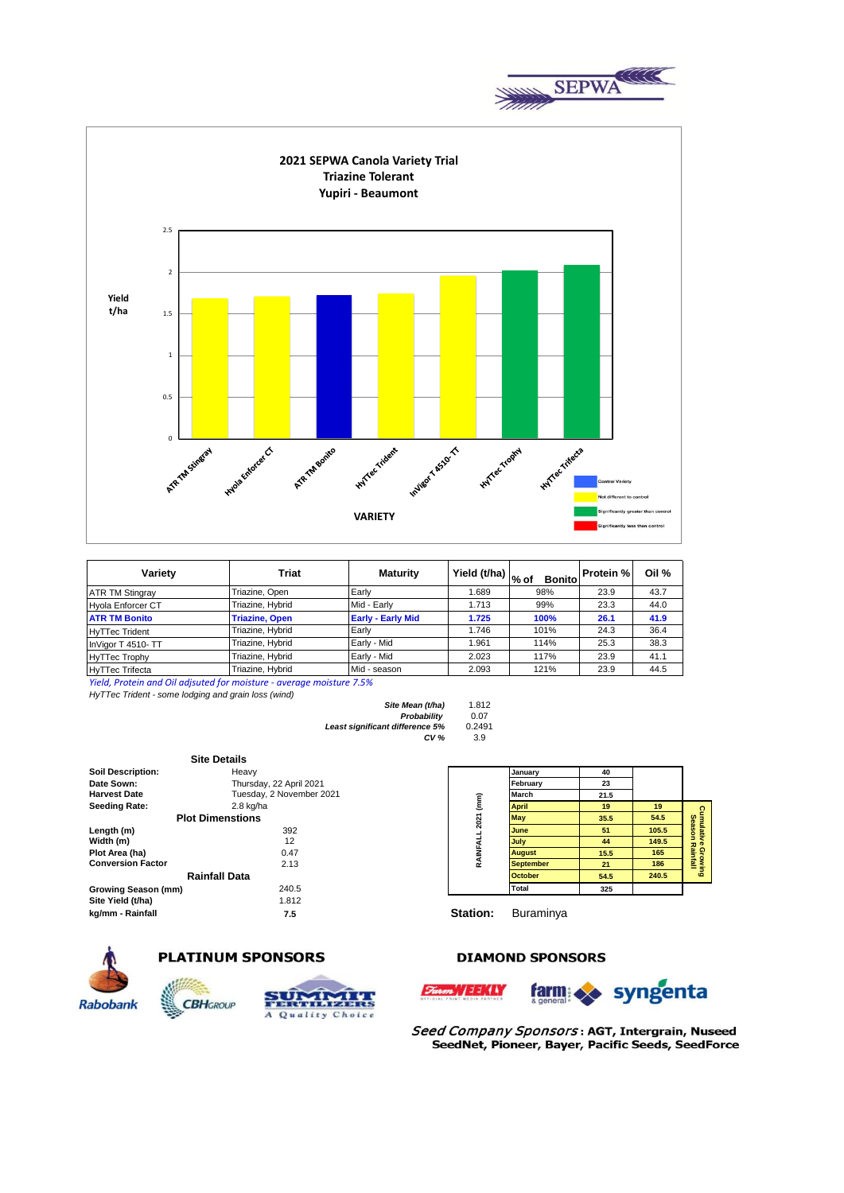SEPWA

## 2021 SEPWA Canola Variety Trial
### Triazine Tolerant
### Yupiri - Beaumont

Yield t/ha

2.5
2
1.5
1
0.5
0

ATR TM Stingray
Hyola Enforcer CT
ATR TM Bonito
HyTTec Trident
InVigor T 4510- TT
HyTTec Trophy
HyTTec Trifecta

VARIETY

Control Variety
Not different to control
Significantly greater than control
Significantly less than control

| Variety | Triat | Maturity | Yield (t/ha) | % of Bonito | Protein % | Oil % |
|---|---|---|---|---|---|---|
| ATR TM Stingray | Triazine, Open | Early | 1.689 | 98% | 23.9 | 43.7 |
| Hyola Enforcer CT | Triazine, Hybrid | Mid - Early | 1.713 | 99% | 23.3 | 44.0 |
| **ATR TM Bonito** | **Triazine, Open** | **Early - Early Mid** | **1.725** | **100%** | **26.1** | **41.9** |
| HyTTec Trident | Triazine, Hybrid | Early | 1.746 | 101% | 24.3 | 36.4 |
| InVigor T 4510- TT | Triazine, Hybrid | Early - Mid | 1.961 | 114% | 25.3 | 38.3 |
| HyTTec Trophy | Triazine, Hybrid | Early - Mid | 2.023 | 117% | 23.9 | 41.1 |
| HyTTec Trifecta | Triazine, Hybrid | Mid - season | 2.093 | 121% | 23.9 | 44.5 |

*Yield, Protein and Oil adjsuted for moisture - average moisture 7.5%*

*HyTTec Trident - some lodging and grain loss (wind)*

| | |
|---|---|
| *Site Mean (t/ha)* | 1.812 |
| *Probability* | 0.07 |
| *Least significant difference 5%* | 0.2491 |
| *CV %* | 3.9 |

**Site Details**

| | |
|---|---|
| **Soil Description:** | Heavy |
| **Date Sown:** | Thursday, 22 April 2021 |
| **Harvest Date** | Tuesday, 2 November 2021 |
| **Seeding Rate:** | 2.8 kg/ha |

**Plot Dimenstions**

| | |
|---|---|
| **Length (m)** | 392 |
| **Width (m)** | 12 |
| **Plot Area (ha)** | 0.47 |
| **Conversion Factor** | 2.13 |

**Rainfall Data**

| | |
|---|---|
| **Growing Season (mm)** | 240.5 |
| **Site Yield (t/ha)** | 1.812 |
| **kg/mm - Rainfall** | **7.5** |

RAINFALL 2021 (mm)

| Month | Rainfall | Cumulative Growing Season Rainfall |
|---|---|---|
| January | 40 | |
| February | 23 | |
| March | 21.5 | |
| April | 19 | 19 |
| May | 35.5 | 54.5 |
| June | 51 | 105.5 |
| July | 44 | 149.5 |
| August | 15.5 | 165 |
| September | 21 | 186 |
| October | 54.5 | 240.5 |
| Total | 325 | |

**Station:** Buraminya

**PLATINUM SPONSORS**

Rabobank, CBH GROUP, SUMMIT FERTILIZERS A Quality Choice

**DIAMOND SPONSORS**

Farm Weekly, farm & general, syngenta

*Seed Company Sponsors*: **AGT, Intergrain, Nuseed SeedNet, Pioneer, Bayer, Pacific Seeds, SeedForce**